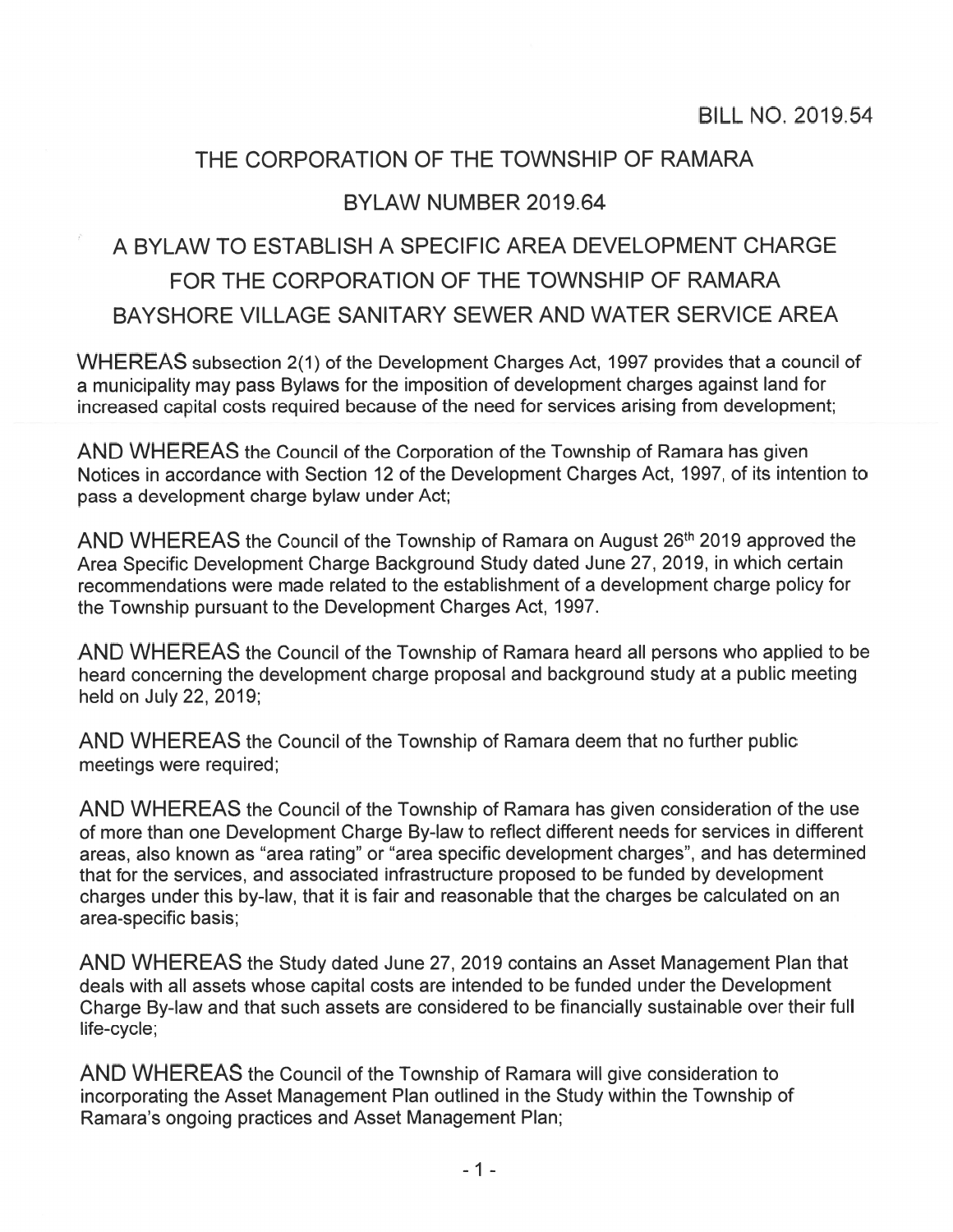BILL NO. 2019.54

# THE CORPORATION OF THE TOWNSHIP OF RAMARA

## BYLAW NUMBER 2019.64

## A BYLAW TO ESTABLISH A SPECIFIC AREA DEVELOPMENT CHARGE FOR THE CORPORATION OF THE TOWNSHIP OF RAMARA BAYSHORE VILLAGE SANITARY SEWER AND WATER SERVICE AREA

WHEREAS subsection 2(1) of the Development Charges Act, 1997 provides that a council of a municipality may pass Bylaws for the imposition of development charges against land for increased capital costs required because of the need for services arising from development;

AND WHEREAS the Council of the Corporation of the Township of Ramara has given Notices in accordance with Section 12 of the Development Charges Act, 1997, of its intention to pass a development charge bylaw under Act;

AND WHEREAS the Council of the Township of Ramara on August 26th 2019 approved the Area Specific Development Charge Background Study dated June 27, 2019, in which certain recommendations were made related to the establishment of a development charge policy for the Township pursuant to the Development Charges Act, 1997.

AND WHEREAS the Council of the Township of Ramara heard all persons who applied to be heard concerning the development charge proposal and background study at a public meeting held on July 22, 2019;

AND WHEREAS the Council of the Township of Ramara deem that no further public meetings were required;

AND WHEREAS the Council of the Township of Ramara has given consideration of the use of more than one Development Charge By-law to reflect different needs for services in different areas, also known as "area rating" or "area specific development charges", and has determined that for the services, and associated infrastructure proposed to be funded by development charges under this by-law, that it is fair and reasonable that the charges be calculated on an area-specific basis;

AND WHEREAS the Study dated June 27, 2019 contains an Asset Management Plan that deals with all assets whose capital costs are intended to be funded under the Development Charge By-law and that such assets are considered to be financially sustainable over their full life-cycle;

AND WHEREAS the Council of the Township of Ramara will give consideration to incorporating the Asset Management Plan outlined in the Study within the Township of Ramara's ongoing practices and Asset Management Plan;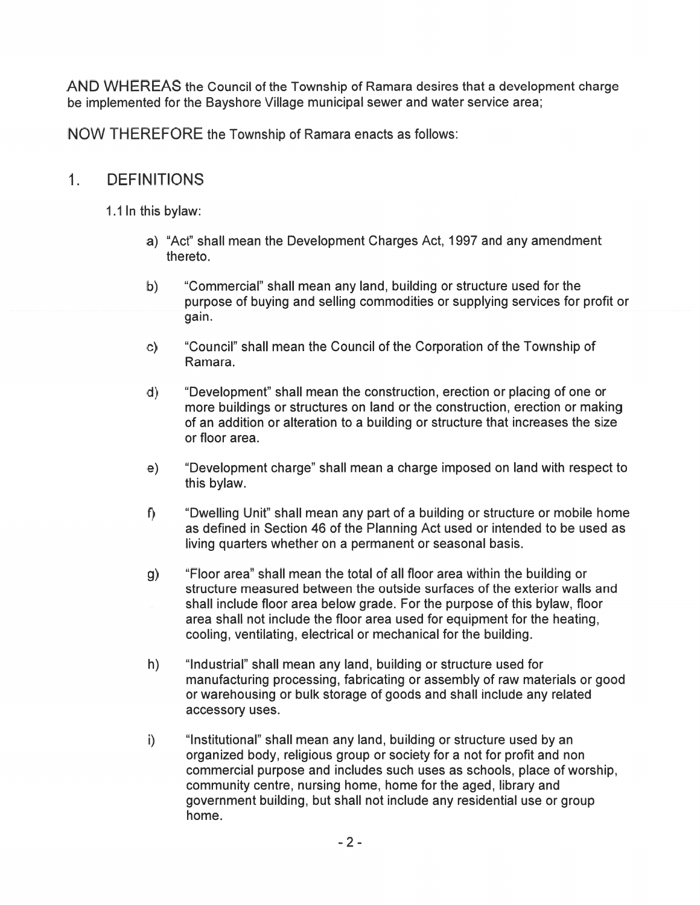AND WHEREAS the Council of the Township of Ramara desires that a development charge be implemented for the Bayshore Village municipal sewer and water service area;

NOW THEREFORE the Township of Ramara enacts as follows:

## 1. DEFINITIONS

1.1 In this bylaw:

a) "Act" shall mean the Development Charges Act, 1997 and any amendment thereto.

b) "Commercial" shall mean any land, building or structure used for the purpose of buying and selling commodities or supplying services for profit or gain.

c) "Council" shall mean the Council of the Corporation of the Township of Ramara.

d) "Development" shall mean the construction, erection or placing of one or more buildings or structures on land or the construction, erection or making of an addition or alteration to a building or structure that increases the size or floor area.

e) "Development charge" shall mean a charge imposed on land with respect to this bylaw.

f) "Dwelling Unit" shall mean any part of a building or structure or mobile home as defined in Section 46 of the Planning Act used or intended to be used as living quarters whether on a permanent or seasonal basis.

g) "Floor area" shall mean the total of all floor area within the building or structure measured between the outside surfaces of the exterior walls and shall include floor area below grade. For the purpose of this bylaw, floor area shall not include the floor area used for equipment for the heating, cooling, ventilating, electrical or mechanical for the building.

h) "Industrial" shall mean any land, building or structure used for manufacturing processing, fabricating or assembly of raw materials or good or warehousing or bulk storage of goods and shall include any related accessory uses.

i) "Institutional" shall mean any land, building or structure used by an organized body, religious group or society for a not for profit and non commercial purpose and includes such uses as schools, place of worship, community centre, nursing home, home for the aged, library and government building, but shall not include any residential use or group home.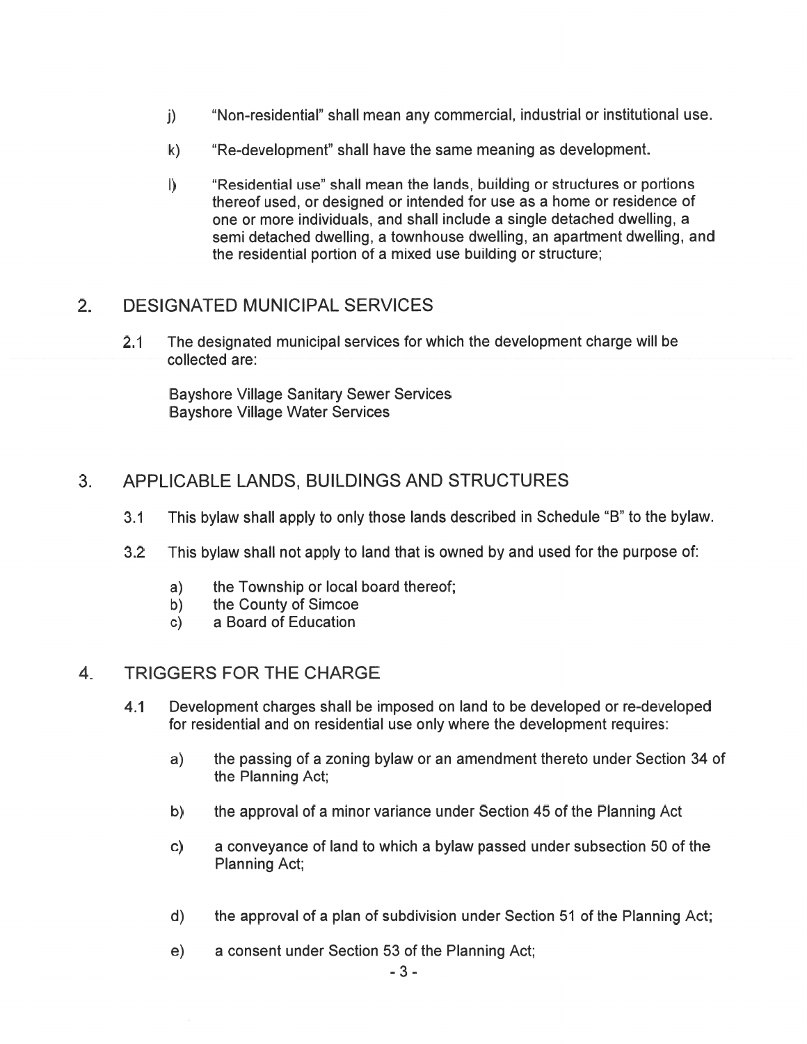j) "Non-residential" shall mean any commercial, industrial or institutional use.

k) "Re-development" shall have the same meaning as development.

l) "Residential use" shall mean the lands, building or structures or portions thereof used, or designed or intended for use as a home or residence of one or more individuals, and shall include a single detached dwelling, a semi detached dwelling, a townhouse dwelling, an apartment dwelling, and the residential portion of a mixed use building or structure;

## 2. DESIGNATED MUNICIPAL SERVICES

2.1 The designated municipal services for which the development charge will be collected are:

Bayshore Village Sanitary Sewer Services
Bayshore Village Water Services

## 3. APPLICABLE LANDS, BUILDINGS AND STRUCTURES

3.1 This bylaw shall apply to only those lands described in Schedule "B" to the bylaw.

3.2 This bylaw shall not apply to land that is owned by and used for the purpose of:

a) the Township or local board thereof;
b) the County of Simcoe
c) a Board of Education

## 4. TRIGGERS FOR THE CHARGE

4.1 Development charges shall be imposed on land to be developed or re-developed for residential and on residential use only where the development requires:

a) the passing of a zoning bylaw or an amendment thereto under Section 34 of the Planning Act;

b) the approval of a minor variance under Section 45 of the Planning Act

c) a conveyance of land to which a bylaw passed under subsection 50 of the Planning Act;

d) the approval of a plan of subdivision under Section 51 of the Planning Act;

e) a consent under Section 53 of the Planning Act;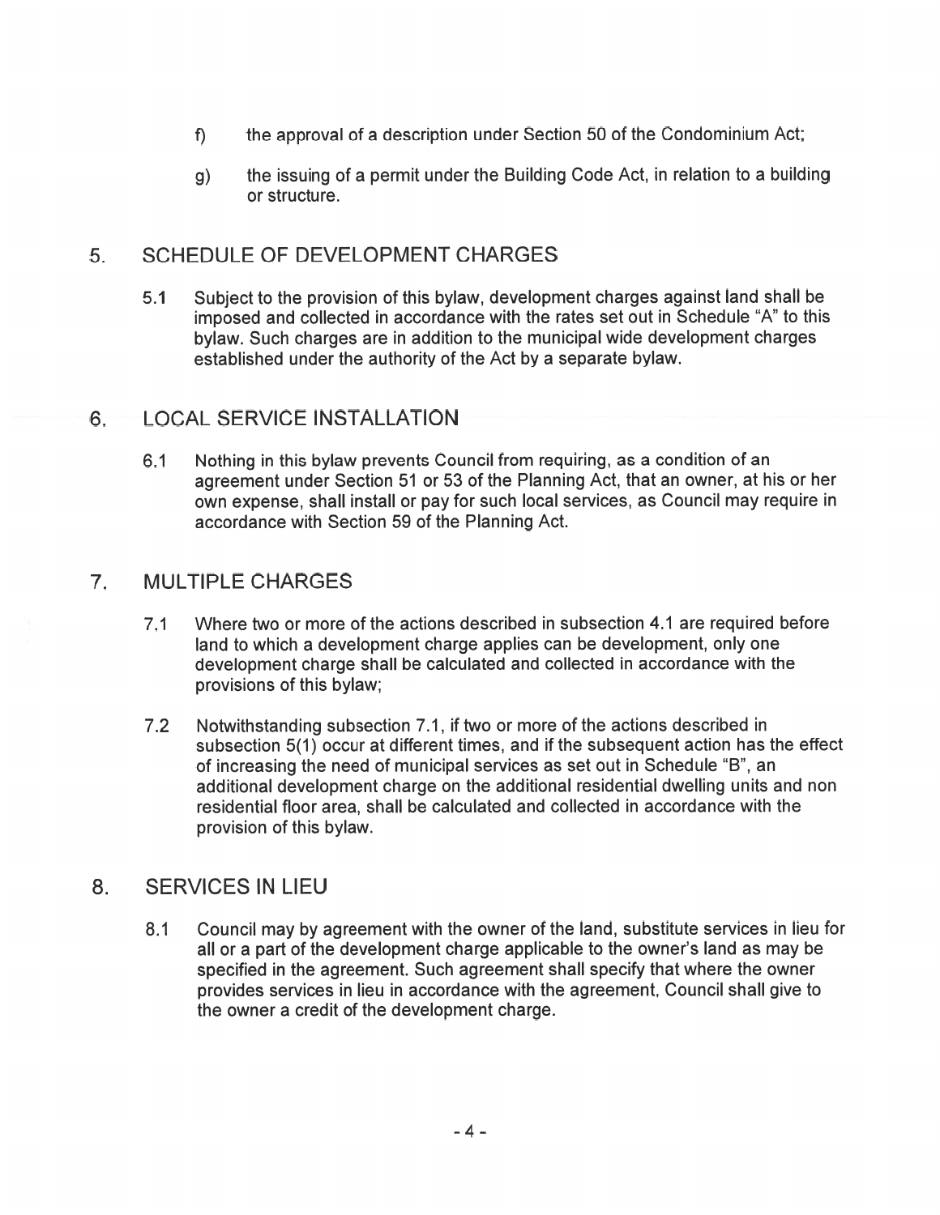f) the approval of a description under Section 50 of the Condominium Act;

g) the issuing of a permit under the Building Code Act, in relation to a building or structure.

## 5. SCHEDULE OF DEVELOPMENT CHARGES

5.1 Subject to the provision of this bylaw, development charges against land shall be imposed and collected in accordance with the rates set out in Schedule "A" to this bylaw. Such charges are in addition to the municipal wide development charges established under the authority of the Act by a separate bylaw.

## 6. LOCAL SERVICE INSTALLATION

6.1 Nothing in this bylaw prevents Council from requiring, as a condition of an agreement under Section 51 or 53 of the Planning Act, that an owner, at his or her own expense, shall install or pay for such local services, as Council may require in accordance with Section 59 of the Planning Act.

## 7. MULTIPLE CHARGES

7.1 Where two or more of the actions described in subsection 4.1 are required before land to which a development charge applies can be development, only one development charge shall be calculated and collected in accordance with the provisions of this bylaw;

7.2 Notwithstanding subsection 7.1, if two or more of the actions described in subsection 5(1) occur at different times, and if the subsequent action has the effect of increasing the need of municipal services as set out in Schedule "B", an additional development charge on the additional residential dwelling units and non residential floor area, shall be calculated and collected in accordance with the provision of this bylaw.

## 8. SERVICES IN LIEU

8.1 Council may by agreement with the owner of the land, substitute services in lieu for all or a part of the development charge applicable to the owner's land as may be specified in the agreement. Such agreement shall specify that where the owner provides services in lieu in accordance with the agreement, Council shall give to the owner a credit of the development charge.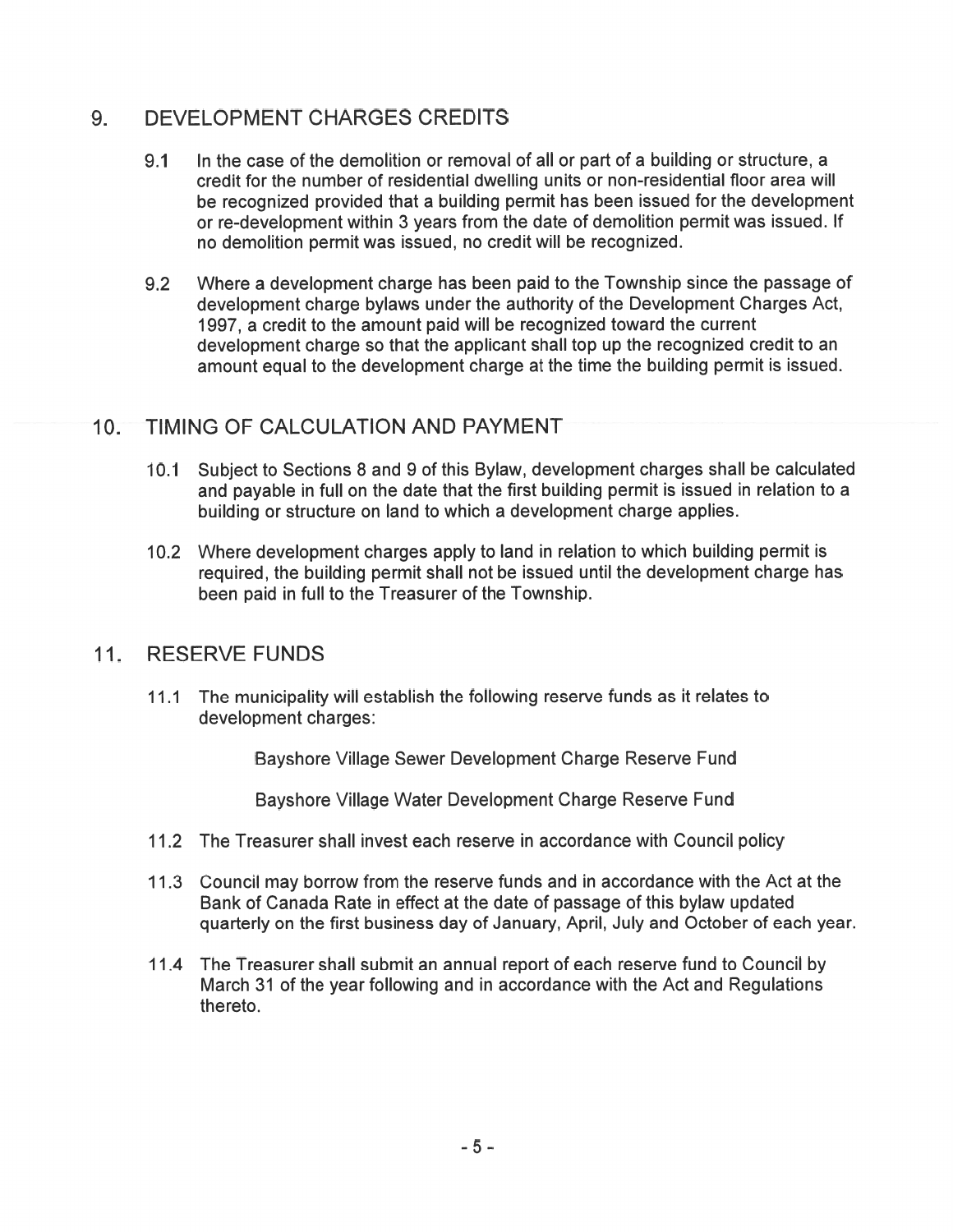## 9. DEVELOPMENT CHARGES CREDITS

9.1 In the case of the demolition or removal of all or part of a building or structure, a credit for the number of residential dwelling units or non-residential floor area will be recognized provided that a building permit has been issued for the development or re-development within 3 years from the date of demolition permit was issued. If no demolition permit was issued, no credit will be recognized.

9.2 Where a development charge has been paid to the Township since the passage of development charge bylaws under the authority of the Development Charges Act, 1997, a credit to the amount paid will be recognized toward the current development charge so that the applicant shall top up the recognized credit to an amount equal to the development charge at the time the building permit is issued.

## 10. TIMING OF CALCULATION AND PAYMENT

10.1 Subject to Sections 8 and 9 of this Bylaw, development charges shall be calculated and payable in full on the date that the first building permit is issued in relation to a building or structure on land to which a development charge applies.

10.2 Where development charges apply to land in relation to which building permit is required, the building permit shall not be issued until the development charge has been paid in full to the Treasurer of the Township.

## 11. RESERVE FUNDS

11.1 The municipality will establish the following reserve funds as it relates to development charges:

Bayshore Village Sewer Development Charge Reserve Fund

Bayshore Village Water Development Charge Reserve Fund

11.2 The Treasurer shall invest each reserve in accordance with Council policy

11.3 Council may borrow from the reserve funds and in accordance with the Act at the Bank of Canada Rate in effect at the date of passage of this bylaw updated quarterly on the first business day of January, April, July and October of each year.

11.4 The Treasurer shall submit an annual report of each reserve fund to Council by March 31 of the year following and in accordance with the Act and Regulations thereto.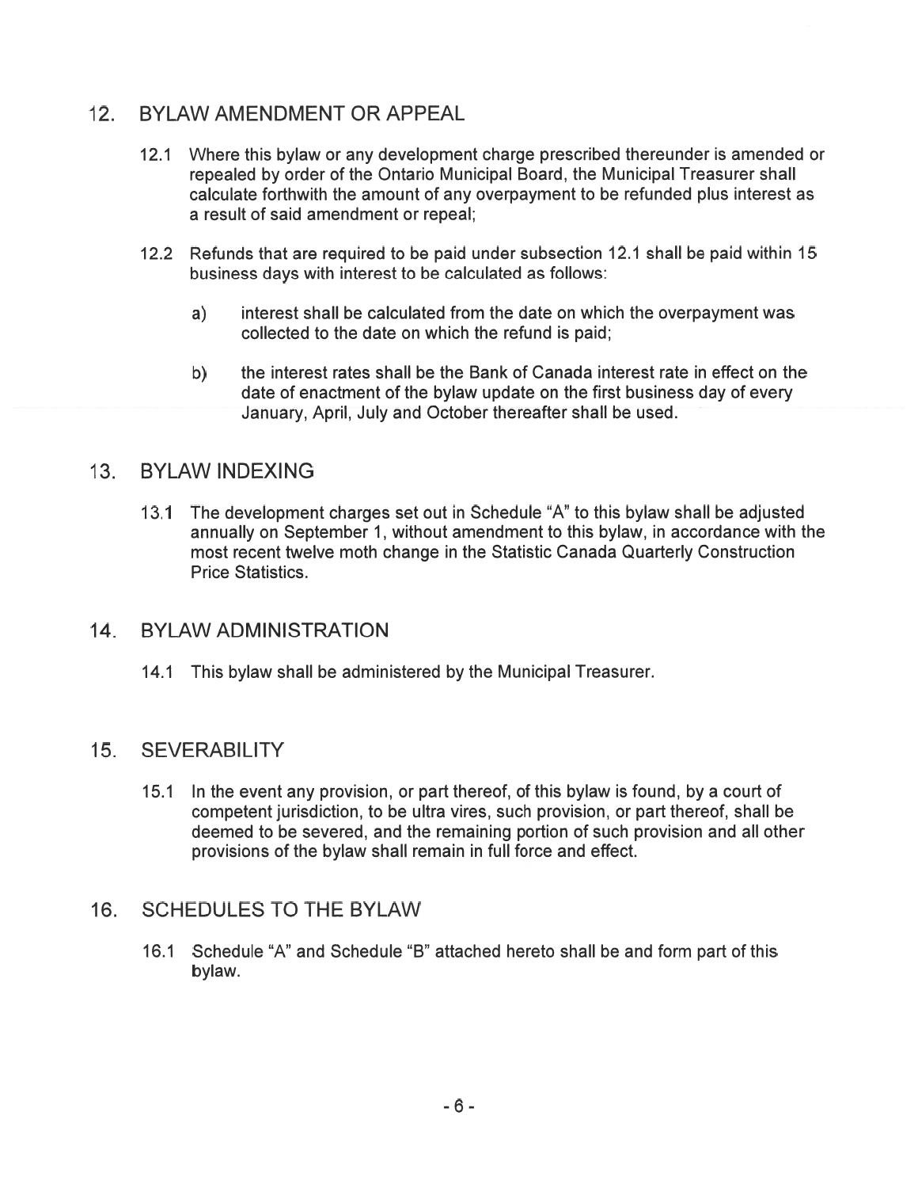## 12. BYLAW AMENDMENT OR APPEAL

12.1 Where this bylaw or any development charge prescribed thereunder is amended or repealed by order of the Ontario Municipal Board, the Municipal Treasurer shall calculate forthwith the amount of any overpayment to be refunded plus interest as a result of said amendment or repeal;

12.2 Refunds that are required to be paid under subsection 12.1 shall be paid within 15 business days with interest to be calculated as follows:

a) interest shall be calculated from the date on which the overpayment was collected to the date on which the refund is paid;

b) the interest rates shall be the Bank of Canada interest rate in effect on the date of enactment of the bylaw update on the first business day of every January, April, July and October thereafter shall be used.

## 13. BYLAW INDEXING

13.1 The development charges set out in Schedule "A" to this bylaw shall be adjusted annually on September 1, without amendment to this bylaw, in accordance with the most recent twelve moth change in the Statistic Canada Quarterly Construction Price Statistics.

## 14. BYLAW ADMINISTRATION

14.1 This bylaw shall be administered by the Municipal Treasurer.

## 15. SEVERABILITY

15.1 In the event any provision, or part thereof, of this bylaw is found, by a court of competent jurisdiction, to be ultra vires, such provision, or part thereof, shall be deemed to be severed, and the remaining portion of such provision and all other provisions of the bylaw shall remain in full force and effect.

## 16. SCHEDULES TO THE BYLAW

16.1 Schedule "A" and Schedule "B" attached hereto shall be and form part of this bylaw.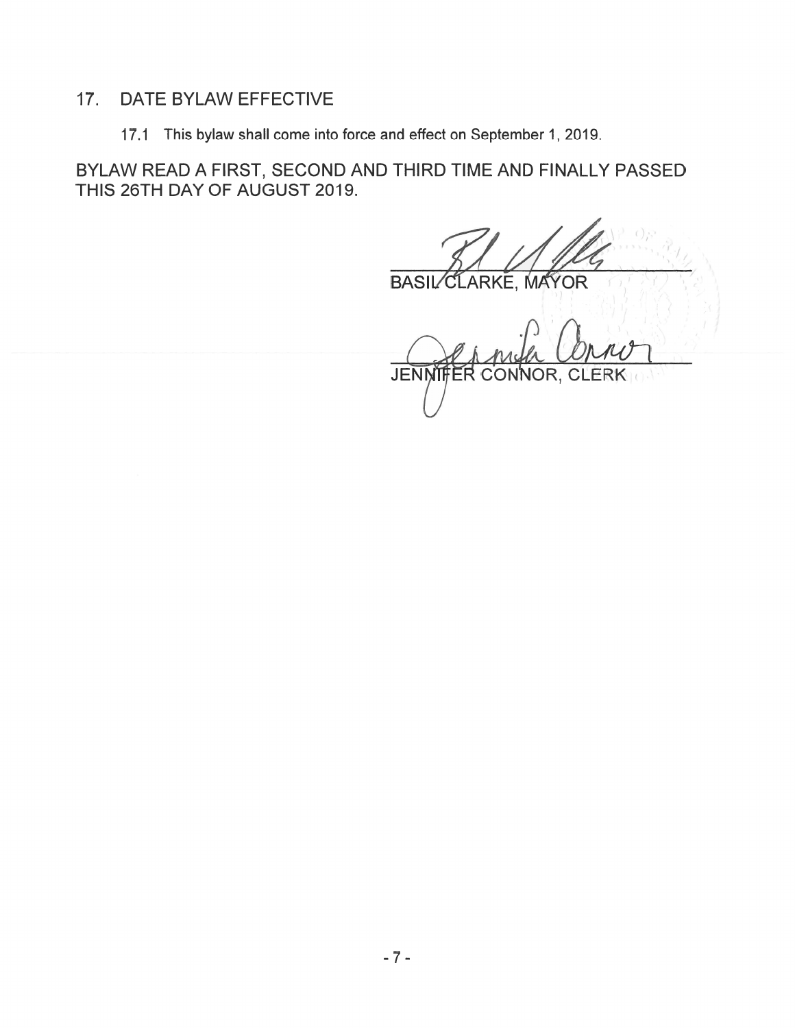## 17. DATE BYLAW EFFECTIVE

17.1 This bylaw shall come into force and effect on September 1, 2019.

BYLAW READ A FIRST, SECOND AND THIRD TIME AND FINALLY PASSED THIS 26TH DAY OF AUGUST 2019.

BASIL CLARKE, MAYOR

JENNIFER CONNOR, CLERK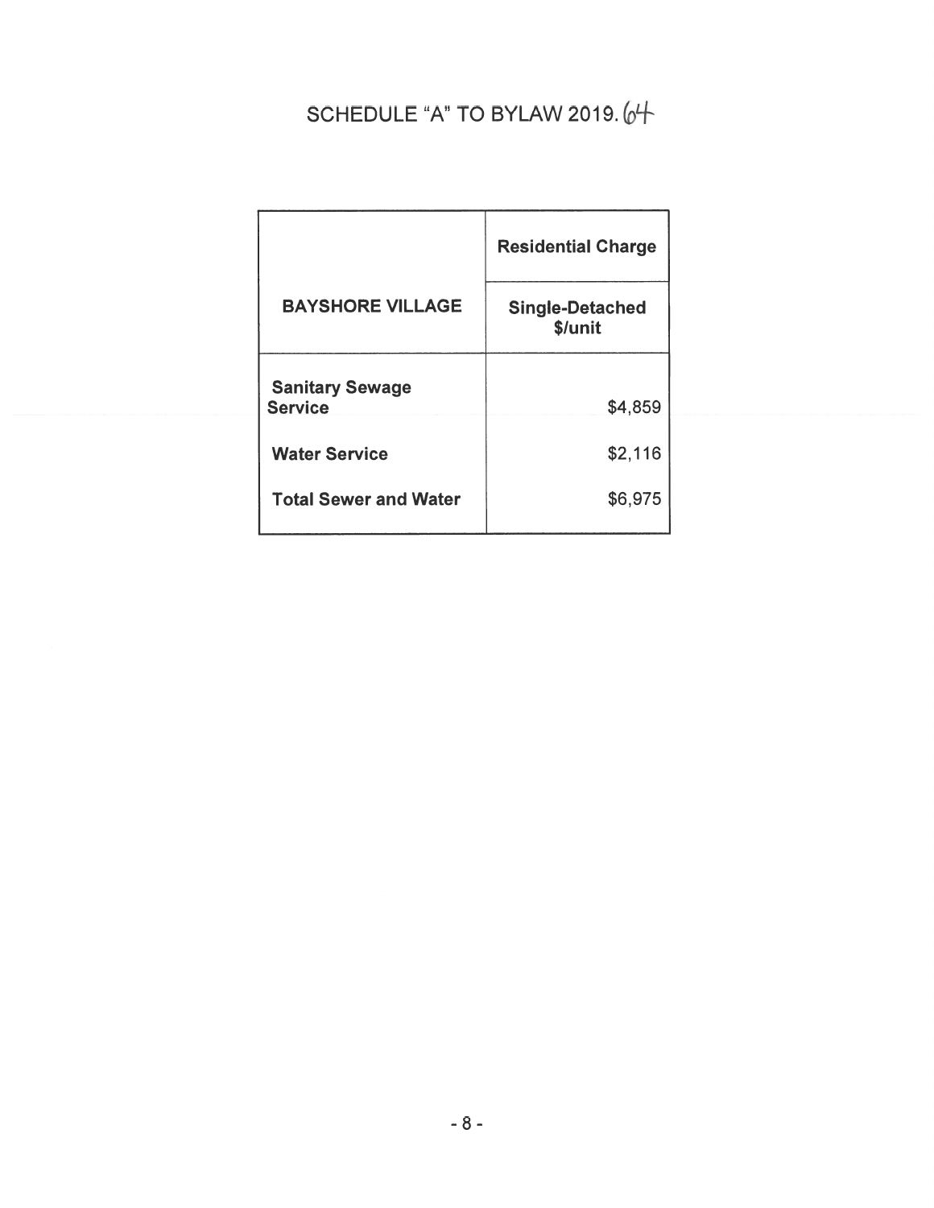# SCHEDULE "A" TO BYLAW 2019.64

| BAYSHORE VILLAGE | Residential Charge |
| --- | --- |
| | Single-Detached $/unit |
| **Sanitary Sewage Service** | $4,859 |
| **Water Service** | $2,116 |
| **Total Sewer and Water** | $6,975 |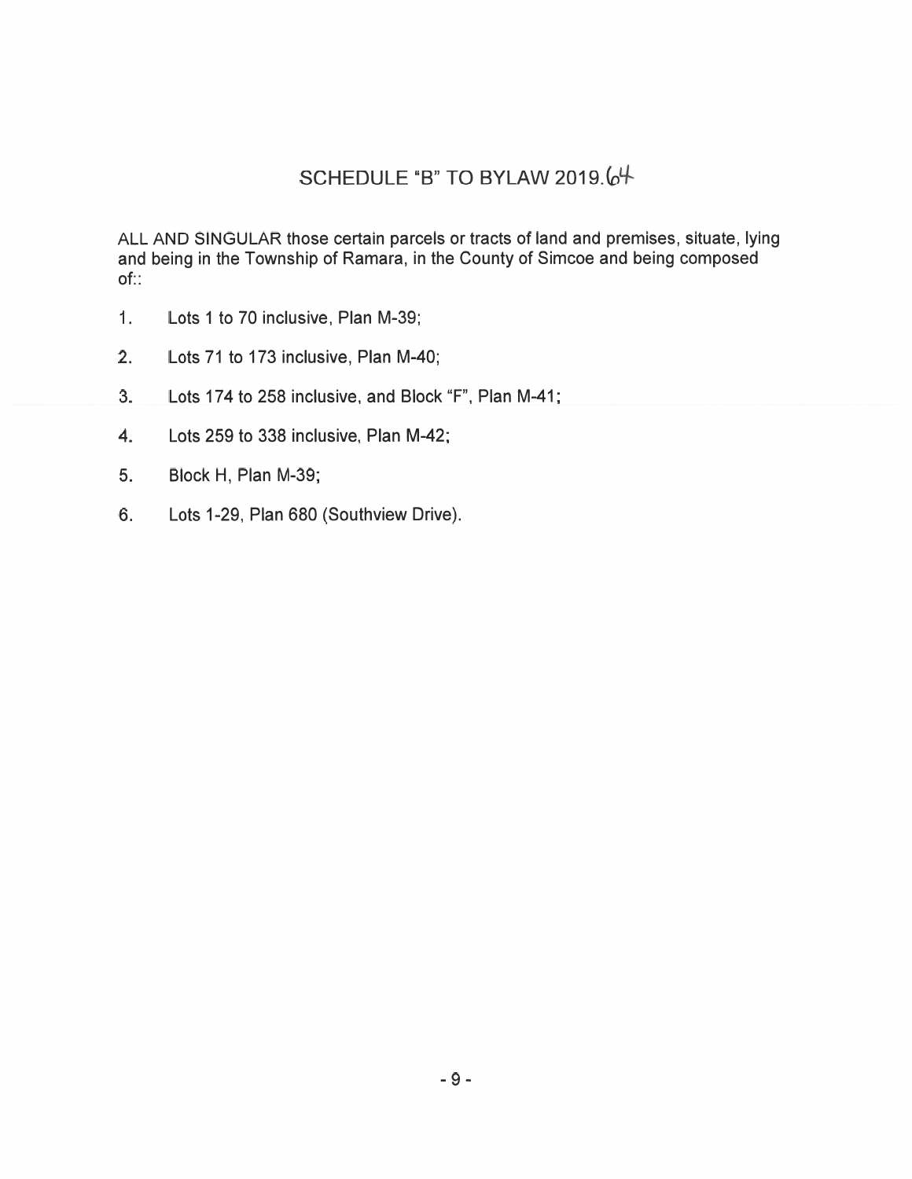# SCHEDULE "B" TO BYLAW 2019.64

ALL AND SINGULAR those certain parcels or tracts of land and premises, situate, lying and being in the Township of Ramara, in the County of Simcoe and being composed of::

1. Lots 1 to 70 inclusive, Plan M-39;
2. Lots 71 to 173 inclusive, Plan M-40;
3. Lots 174 to 258 inclusive, and Block "F", Plan M-41;
4. Lots 259 to 338 inclusive, Plan M-42;
5. Block H, Plan M-39;
6. Lots 1-29, Plan 680 (Southview Drive).